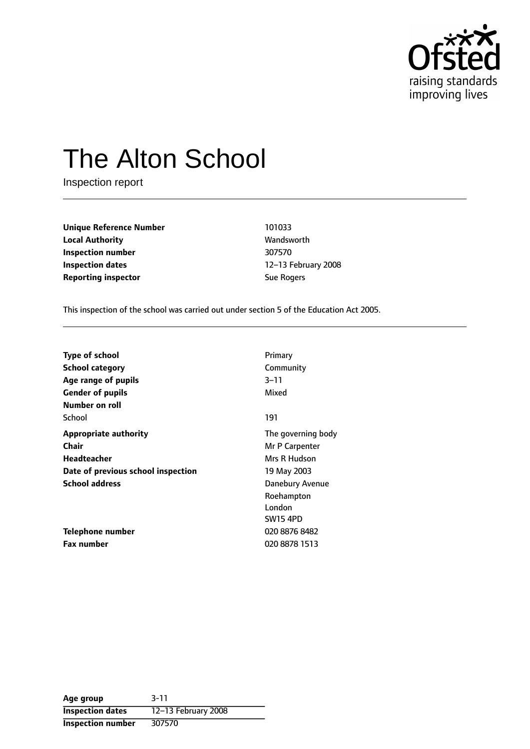Ofsted
raising standards
improving lives

# The Alton School

Inspection report

| | |
|---|---|
| **Unique Reference Number** | 101033 |
| **Local Authority** | Wandsworth |
| **Inspection number** | 307570 |
| **Inspection dates** | 12–13 February 2008 |
| **Reporting inspector** | Sue Rogers |

This inspection of the school was carried out under section 5 of the Education Act 2005.

| | |
|---|---|
| **Type of school** | Primary |
| **School category** | Community |
| **Age range of pupils** | 3–11 |
| **Gender of pupils** | Mixed |
| **Number on roll** | |
| School | 191 |
| **Appropriate authority** | The governing body |
| **Chair** | Mr P Carpenter |
| **Headteacher** | Mrs R Hudson |
| **Date of previous school inspection** | 19 May 2003 |
| **School address** | Danebury Avenue<br>Roehampton<br>London<br>SW15 4PD |
| **Telephone number** | 020 8876 8482 |
| **Fax number** | 020 8878 1513 |

| | |
|---|---|
| **Age group** | 3-11 |
| **Inspection dates** | 12–13 February 2008 |
| **Inspection number** | 307570 |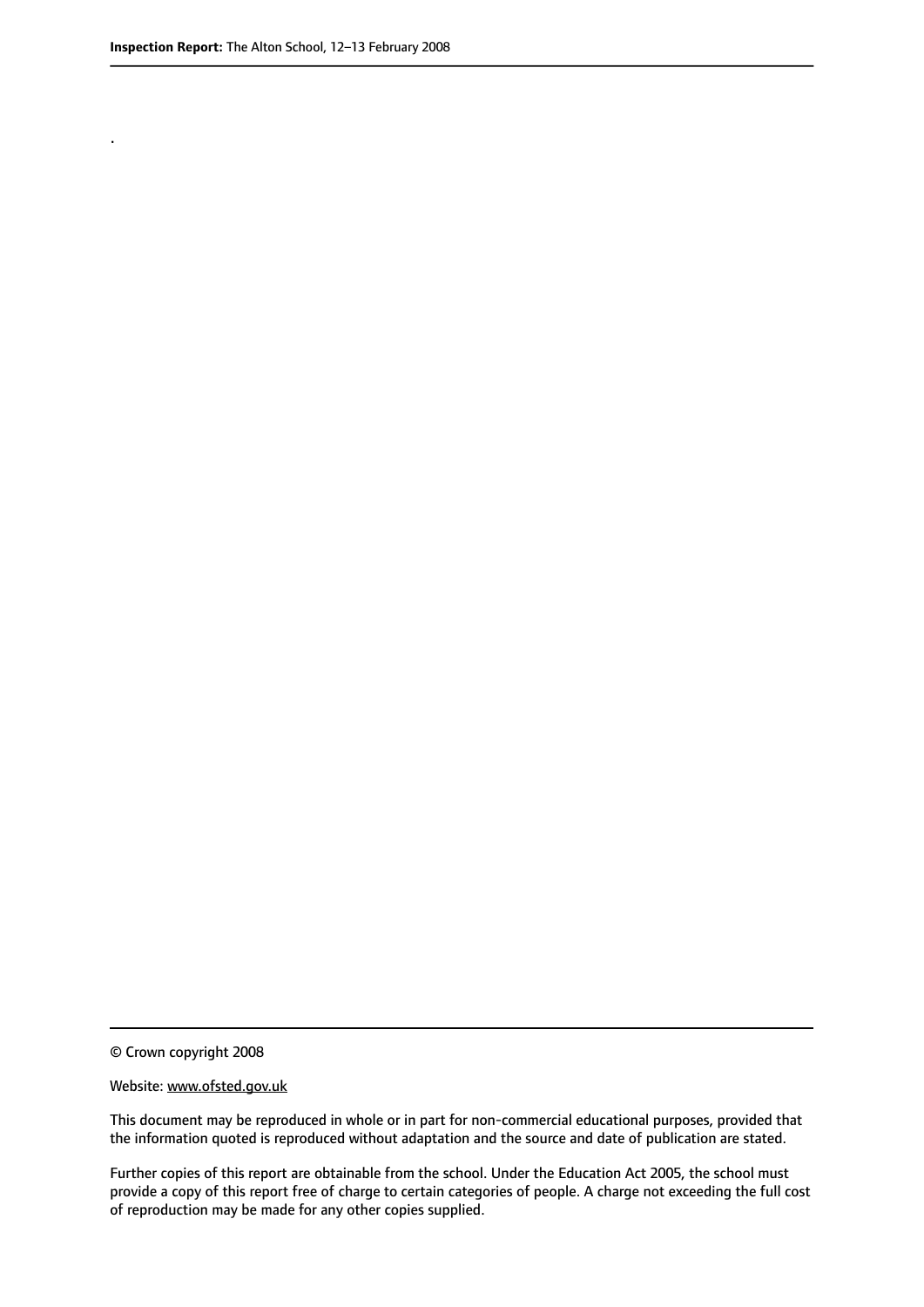.

© Crown copyright 2008

Website: www.ofsted.gov.uk

This document may be reproduced in whole or in part for non-commercial educational purposes, provided that the information quoted is reproduced without adaptation and the source and date of publication are stated.

Further copies of this report are obtainable from the school. Under the Education Act 2005, the school must provide a copy of this report free of charge to certain categories of people. A charge not exceeding the full cost of reproduction may be made for any other copies supplied.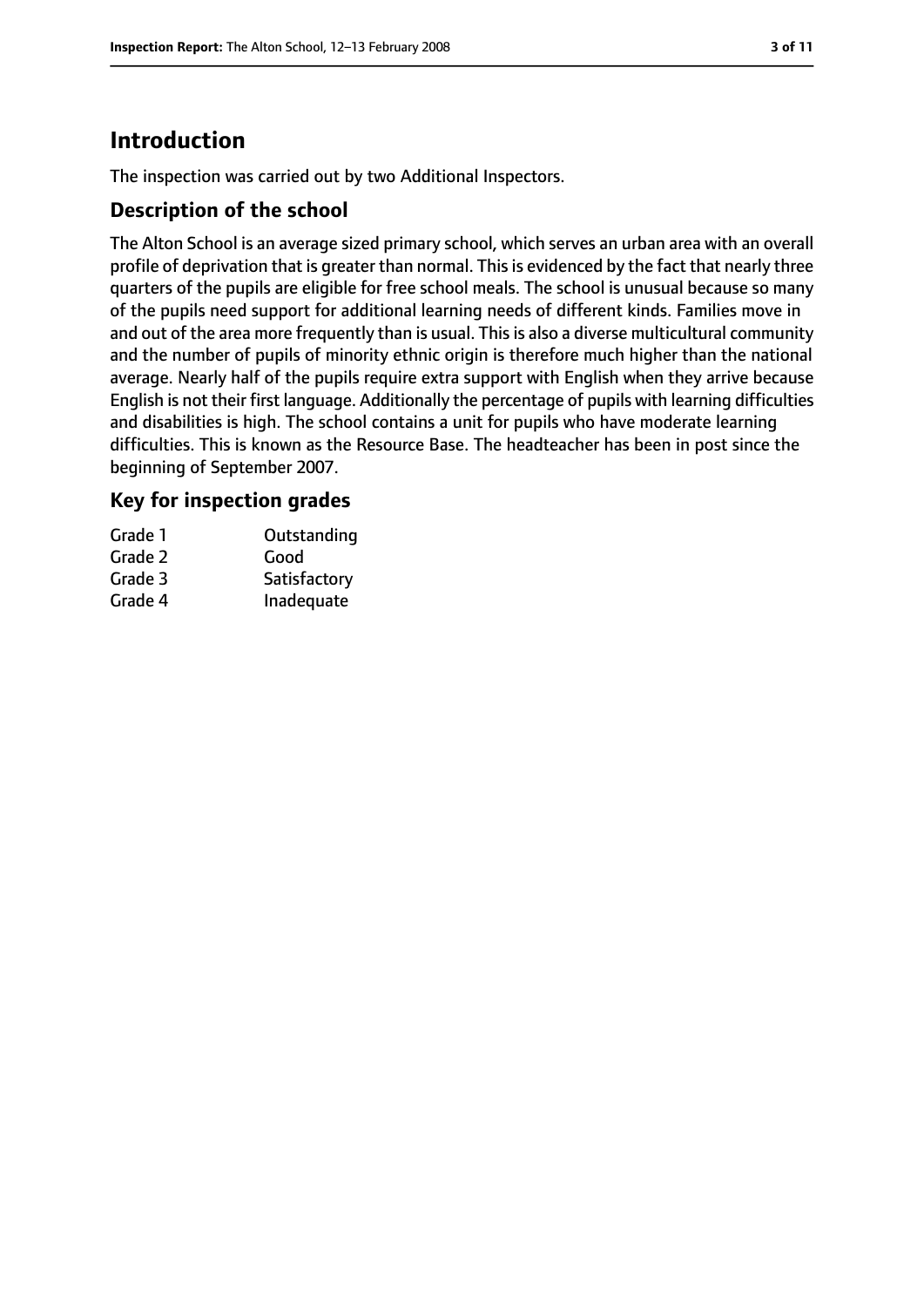# Introduction

The inspection was carried out by two Additional Inspectors.

## Description of the school

The Alton School is an average sized primary school, which serves an urban area with an overall profile of deprivation that is greater than normal. This is evidenced by the fact that nearly three quarters of the pupils are eligible for free school meals. The school is unusual because so many of the pupils need support for additional learning needs of different kinds. Families move in and out of the area more frequently than is usual. This is also a diverse multicultural community and the number of pupils of minority ethnic origin is therefore much higher than the national average. Nearly half of the pupils require extra support with English when they arrive because English is not their first language. Additionally the percentage of pupils with learning difficulties and disabilities is high. The school contains a unit for pupils who have moderate learning difficulties. This is known as the Resource Base. The headteacher has been in post since the beginning of September 2007.

## Key for inspection grades

| | |
|---|---|
| Grade 1 | Outstanding |
| Grade 2 | Good |
| Grade 3 | Satisfactory |
| Grade 4 | Inadequate |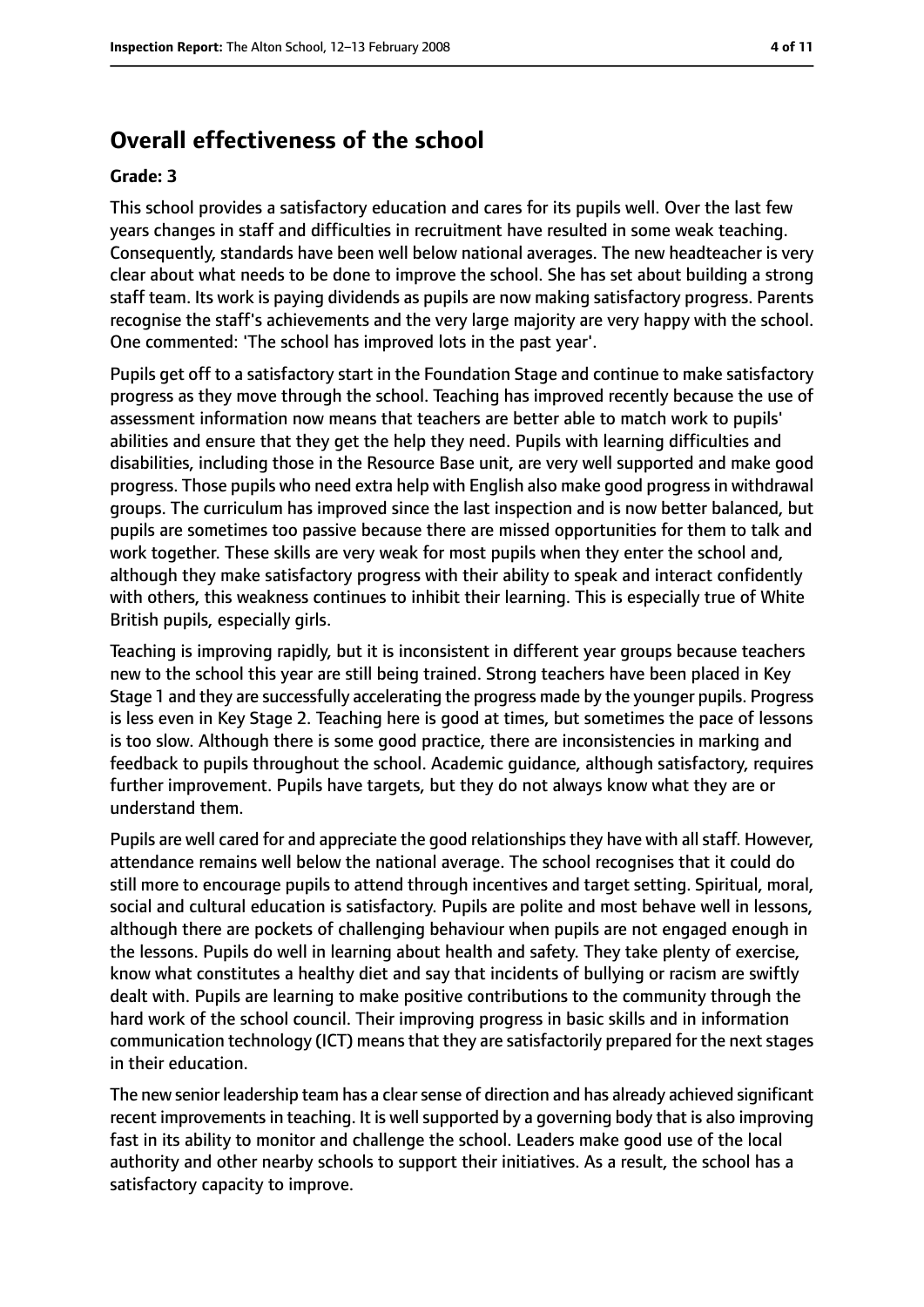## Overall effectiveness of the school

### Grade: 3

This school provides a satisfactory education and cares for its pupils well. Over the last few years changes in staff and difficulties in recruitment have resulted in some weak teaching. Consequently, standards have been well below national averages. The new headteacher is very clear about what needs to be done to improve the school. She has set about building a strong staff team. Its work is paying dividends as pupils are now making satisfactory progress. Parents recognise the staff's achievements and the very large majority are very happy with the school. One commented: 'The school has improved lots in the past year'.

Pupils get off to a satisfactory start in the Foundation Stage and continue to make satisfactory progress as they move through the school. Teaching has improved recently because the use of assessment information now means that teachers are better able to match work to pupils' abilities and ensure that they get the help they need. Pupils with learning difficulties and disabilities, including those in the Resource Base unit, are very well supported and make good progress. Those pupils who need extra help with English also make good progress in withdrawal groups. The curriculum has improved since the last inspection and is now better balanced, but pupils are sometimes too passive because there are missed opportunities for them to talk and work together. These skills are very weak for most pupils when they enter the school and, although they make satisfactory progress with their ability to speak and interact confidently with others, this weakness continues to inhibit their learning. This is especially true of White British pupils, especially girls.

Teaching is improving rapidly, but it is inconsistent in different year groups because teachers new to the school this year are still being trained. Strong teachers have been placed in Key Stage 1 and they are successfully accelerating the progress made by the younger pupils. Progress is less even in Key Stage 2. Teaching here is good at times, but sometimes the pace of lessons is too slow. Although there is some good practice, there are inconsistencies in marking and feedback to pupils throughout the school. Academic guidance, although satisfactory, requires further improvement. Pupils have targets, but they do not always know what they are or understand them.

Pupils are well cared for and appreciate the good relationships they have with all staff. However, attendance remains well below the national average. The school recognises that it could do still more to encourage pupils to attend through incentives and target setting. Spiritual, moral, social and cultural education is satisfactory. Pupils are polite and most behave well in lessons, although there are pockets of challenging behaviour when pupils are not engaged enough in the lessons. Pupils do well in learning about health and safety. They take plenty of exercise, know what constitutes a healthy diet and say that incidents of bullying or racism are swiftly dealt with. Pupils are learning to make positive contributions to the community through the hard work of the school council. Their improving progress in basic skills and in information communication technology (ICT) means that they are satisfactorily prepared for the next stages in their education.

The new senior leadership team has a clear sense of direction and has already achieved significant recent improvements in teaching. It is well supported by a governing body that is also improving fast in its ability to monitor and challenge the school. Leaders make good use of the local authority and other nearby schools to support their initiatives. As a result, the school has a satisfactory capacity to improve.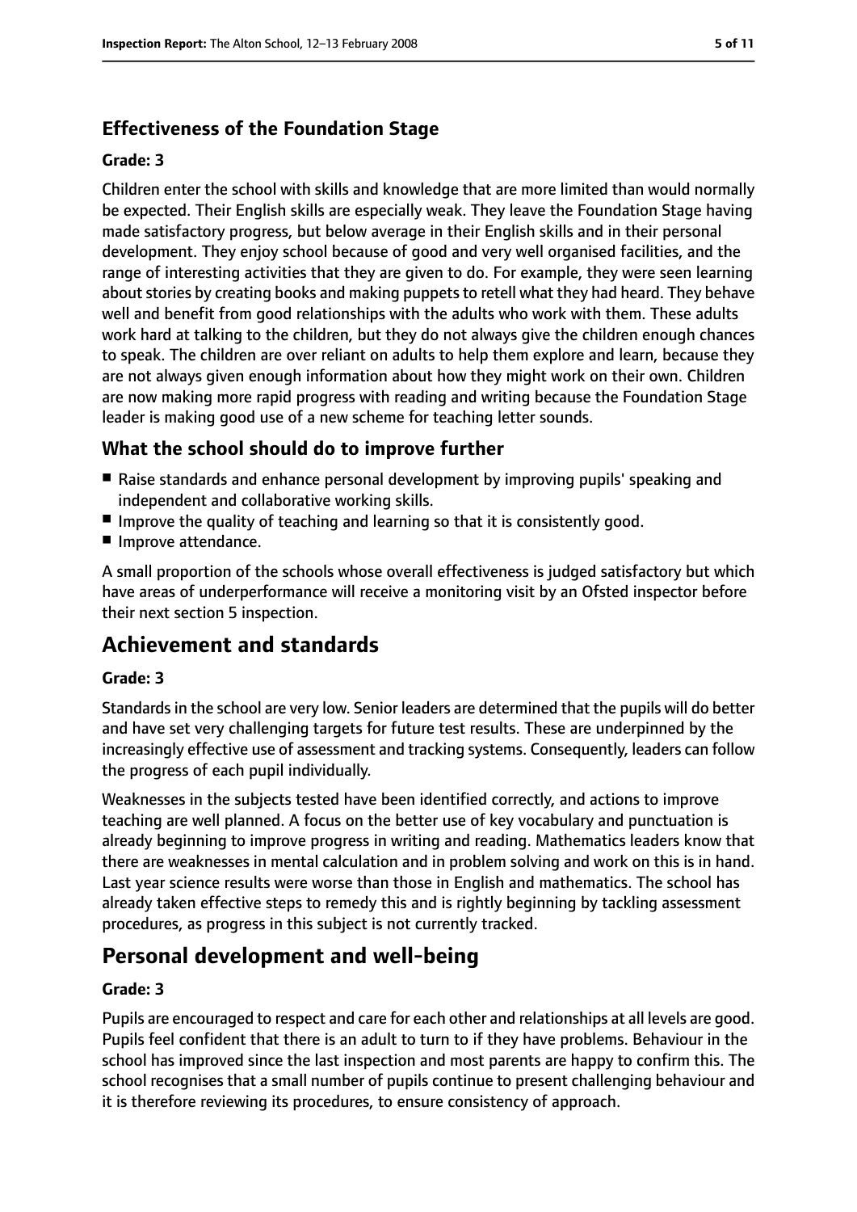### Effectiveness of the Foundation Stage

**Grade: 3**

Children enter the school with skills and knowledge that are more limited than would normally be expected. Their English skills are especially weak. They leave the Foundation Stage having made satisfactory progress, but below average in their English skills and in their personal development. They enjoy school because of good and very well organised facilities, and the range of interesting activities that they are given to do. For example, they were seen learning about stories by creating books and making puppets to retell what they had heard. They behave well and benefit from good relationships with the adults who work with them. These adults work hard at talking to the children, but they do not always give the children enough chances to speak. The children are over reliant on adults to help them explore and learn, because they are not always given enough information about how they might work on their own. Children are now making more rapid progress with reading and writing because the Foundation Stage leader is making good use of a new scheme for teaching letter sounds.

### What the school should do to improve further

- Raise standards and enhance personal development by improving pupils' speaking and independent and collaborative working skills.
- Improve the quality of teaching and learning so that it is consistently good.
- Improve attendance.

A small proportion of the schools whose overall effectiveness is judged satisfactory but which have areas of underperformance will receive a monitoring visit by an Ofsted inspector before their next section 5 inspection.

## Achievement and standards

**Grade: 3**

Standards in the school are very low. Senior leaders are determined that the pupils will do better and have set very challenging targets for future test results. These are underpinned by the increasingly effective use of assessment and tracking systems. Consequently, leaders can follow the progress of each pupil individually.

Weaknesses in the subjects tested have been identified correctly, and actions to improve teaching are well planned. A focus on the better use of key vocabulary and punctuation is already beginning to improve progress in writing and reading. Mathematics leaders know that there are weaknesses in mental calculation and in problem solving and work on this is in hand. Last year science results were worse than those in English and mathematics. The school has already taken effective steps to remedy this and is rightly beginning by tackling assessment procedures, as progress in this subject is not currently tracked.

## Personal development and well-being

**Grade: 3**

Pupils are encouraged to respect and care for each other and relationships at all levels are good. Pupils feel confident that there is an adult to turn to if they have problems. Behaviour in the school has improved since the last inspection and most parents are happy to confirm this. The school recognises that a small number of pupils continue to present challenging behaviour and it is therefore reviewing its procedures, to ensure consistency of approach.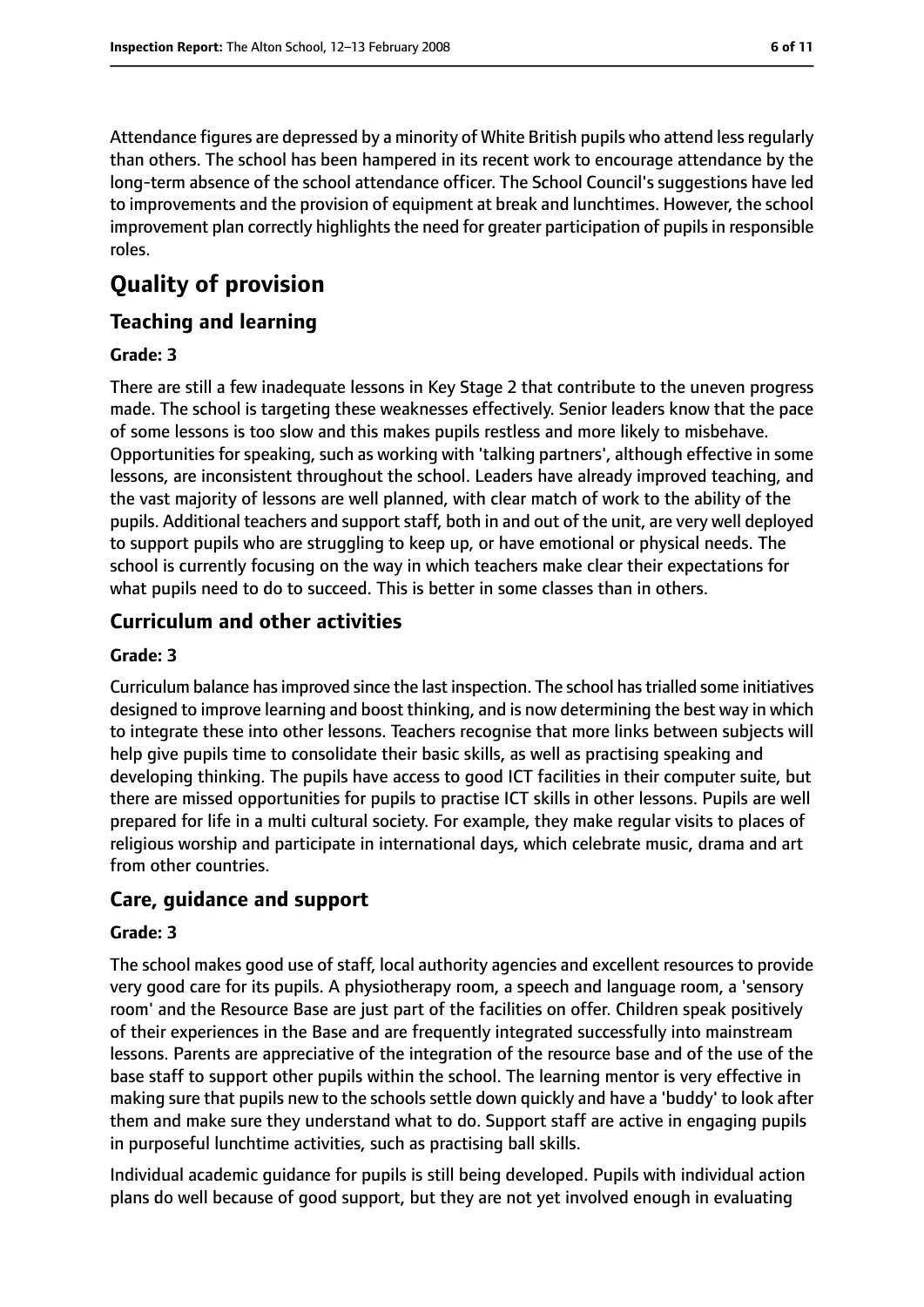Attendance figures are depressed by a minority of White British pupils who attend less regularly than others. The school has been hampered in its recent work to encourage attendance by the long-term absence of the school attendance officer. The School Council's suggestions have led to improvements and the provision of equipment at break and lunchtimes. However, the school improvement plan correctly highlights the need for greater participation of pupils in responsible roles.

# Quality of provision

## Teaching and learning

**Grade: 3**

There are still a few inadequate lessons in Key Stage 2 that contribute to the uneven progress made. The school is targeting these weaknesses effectively. Senior leaders know that the pace of some lessons is too slow and this makes pupils restless and more likely to misbehave. Opportunities for speaking, such as working with 'talking partners', although effective in some lessons, are inconsistent throughout the school. Leaders have already improved teaching, and the vast majority of lessons are well planned, with clear match of work to the ability of the pupils. Additional teachers and support staff, both in and out of the unit, are very well deployed to support pupils who are struggling to keep up, or have emotional or physical needs. The school is currently focusing on the way in which teachers make clear their expectations for what pupils need to do to succeed. This is better in some classes than in others.

## Curriculum and other activities

**Grade: 3**

Curriculum balance has improved since the last inspection. The school has trialled some initiatives designed to improve learning and boost thinking, and is now determining the best way in which to integrate these into other lessons. Teachers recognise that more links between subjects will help give pupils time to consolidate their basic skills, as well as practising speaking and developing thinking. The pupils have access to good ICT facilities in their computer suite, but there are missed opportunities for pupils to practise ICT skills in other lessons. Pupils are well prepared for life in a multi cultural society. For example, they make regular visits to places of religious worship and participate in international days, which celebrate music, drama and art from other countries.

## Care, guidance and support

**Grade: 3**

The school makes good use of staff, local authority agencies and excellent resources to provide very good care for its pupils. A physiotherapy room, a speech and language room, a 'sensory room' and the Resource Base are just part of the facilities on offer. Children speak positively of their experiences in the Base and are frequently integrated successfully into mainstream lessons. Parents are appreciative of the integration of the resource base and of the use of the base staff to support other pupils within the school. The learning mentor is very effective in making sure that pupils new to the schools settle down quickly and have a 'buddy' to look after them and make sure they understand what to do. Support staff are active in engaging pupils in purposeful lunchtime activities, such as practising ball skills.

Individual academic guidance for pupils is still being developed. Pupils with individual action plans do well because of good support, but they are not yet involved enough in evaluating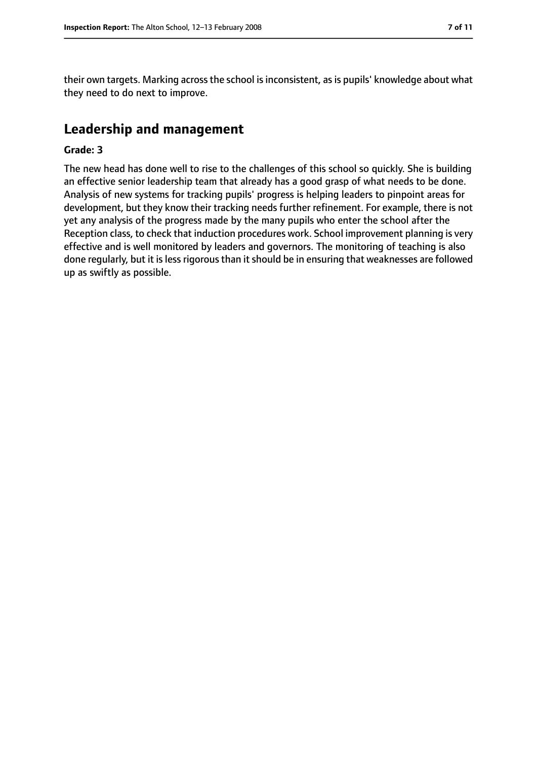their own targets. Marking across the school is inconsistent, as is pupils' knowledge about what they need to do next to improve.

## Leadership and management

**Grade: 3**

The new head has done well to rise to the challenges of this school so quickly. She is building an effective senior leadership team that already has a good grasp of what needs to be done. Analysis of new systems for tracking pupils' progress is helping leaders to pinpoint areas for development, but they know their tracking needs further refinement. For example, there is not yet any analysis of the progress made by the many pupils who enter the school after the Reception class, to check that induction procedures work. School improvement planning is very effective and is well monitored by leaders and governors. The monitoring of teaching is also done regularly, but it is less rigorous than it should be in ensuring that weaknesses are followed up as swiftly as possible.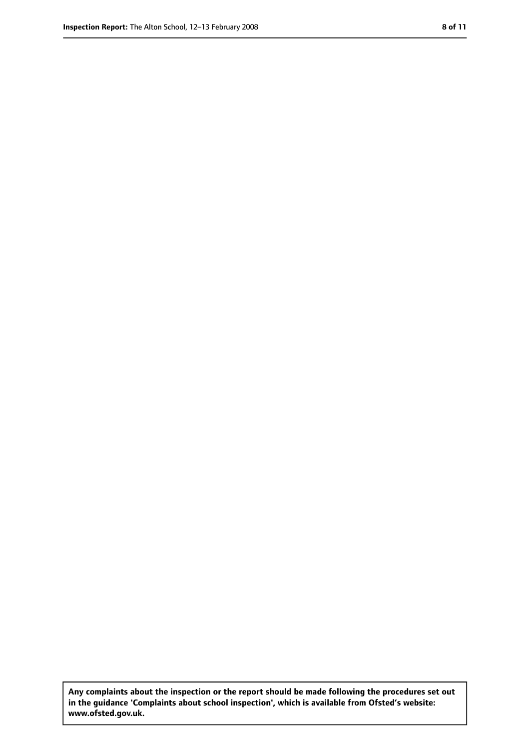**Any complaints about the inspection or the report should be made following the procedures set out in the guidance 'Complaints about school inspection', which is available from Ofsted's website: www.ofsted.gov.uk.**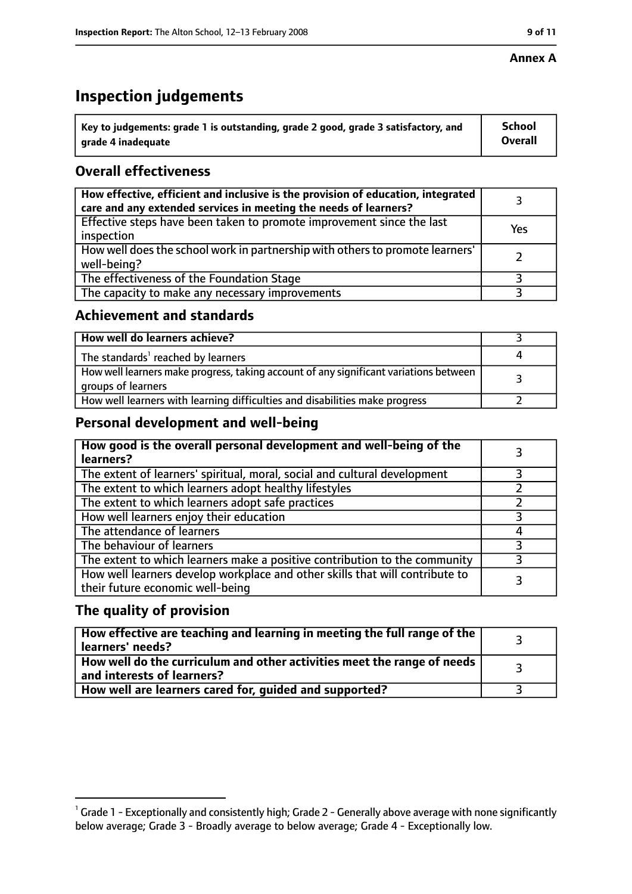**Annex A**

# Inspection judgements

| Key to judgements: grade 1 is outstanding, grade 2 good, grade 3 satisfactory, and grade 4 inadequate | School Overall |
|---|---|

## Overall effectiveness

| | |
|---|---|
| **How effective, efficient and inclusive is the provision of education, integrated care and any extended services in meeting the needs of learners?** | 3 |
| Effective steps have been taken to promote improvement since the last inspection | Yes |
| How well does the school work in partnership with others to promote learners' well-being? | 2 |
| The effectiveness of the Foundation Stage | 3 |
| The capacity to make any necessary improvements | 3 |

## Achievement and standards

| | |
|---|---|
| **How well do learners achieve?** | 3 |
| The standards[1] reached by learners | 4 |
| How well learners make progress, taking account of any significant variations between groups of learners | 3 |
| How well learners with learning difficulties and disabilities make progress | 2 |

## Personal development and well-being

| | |
|---|---|
| **How good is the overall personal development and well-being of the learners?** | 3 |
| The extent of learners' spiritual, moral, social and cultural development | 3 |
| The extent to which learners adopt healthy lifestyles | 2 |
| The extent to which learners adopt safe practices | 2 |
| How well learners enjoy their education | 3 |
| The attendance of learners | 4 |
| The behaviour of learners | 3 |
| The extent to which learners make a positive contribution to the community | 3 |
| How well learners develop workplace and other skills that will contribute to their future economic well-being | 3 |

## The quality of provision

| | |
|---|---|
| **How effective are teaching and learning in meeting the full range of the learners' needs?** | 3 |
| **How well do the curriculum and other activities meet the range of needs and interests of learners?** | 3 |
| **How well are learners cared for, guided and supported?** | 3 |

[1] Grade 1 - Exceptionally and consistently high; Grade 2 - Generally above average with none significantly below average; Grade 3 - Broadly average to below average; Grade 4 - Exceptionally low.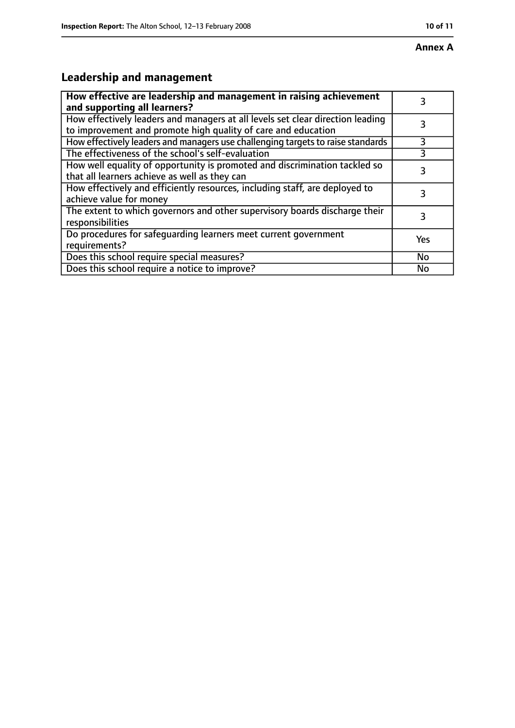**Annex A**

## Leadership and management

| How effective are leadership and management in raising achievement and supporting all learners? | 3 |
|---|---|
| How effectively leaders and managers at all levels set clear direction leading to improvement and promote high quality of care and education | 3 |
| How effectively leaders and managers use challenging targets to raise standards | 3 |
| The effectiveness of the school's self-evaluation | 3 |
| How well equality of opportunity is promoted and discrimination tackled so that all learners achieve as well as they can | 3 |
| How effectively and efficiently resources, including staff, are deployed to achieve value for money | 3 |
| The extent to which governors and other supervisory boards discharge their responsibilities | 3 |
| Do procedures for safeguarding learners meet current government requirements? | Yes |
| Does this school require special measures? | No |
| Does this school require a notice to improve? | No |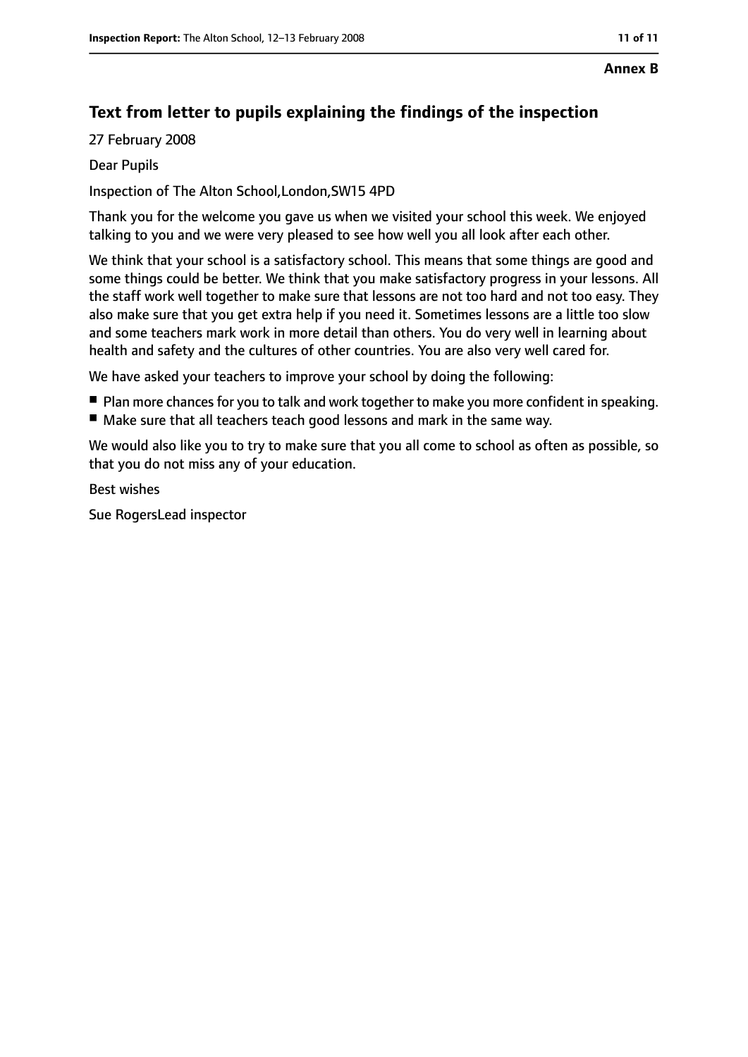**Annex B**

## Text from letter to pupils explaining the findings of the inspection

27 February 2008

Dear Pupils

Inspection of The Alton School,London,SW15 4PD

Thank you for the welcome you gave us when we visited your school this week. We enjoyed talking to you and we were very pleased to see how well you all look after each other.

We think that your school is a satisfactory school. This means that some things are good and some things could be better. We think that you make satisfactory progress in your lessons. All the staff work well together to make sure that lessons are not too hard and not too easy. They also make sure that you get extra help if you need it. Sometimes lessons are a little too slow and some teachers mark work in more detail than others. You do very well in learning about health and safety and the cultures of other countries. You are also very well cared for.

We have asked your teachers to improve your school by doing the following:

- Plan more chances for you to talk and work together to make you more confident in speaking.
- Make sure that all teachers teach good lessons and mark in the same way.

We would also like you to try to make sure that you all come to school as often as possible, so that you do not miss any of your education.

Best wishes

Sue RogersLead inspector